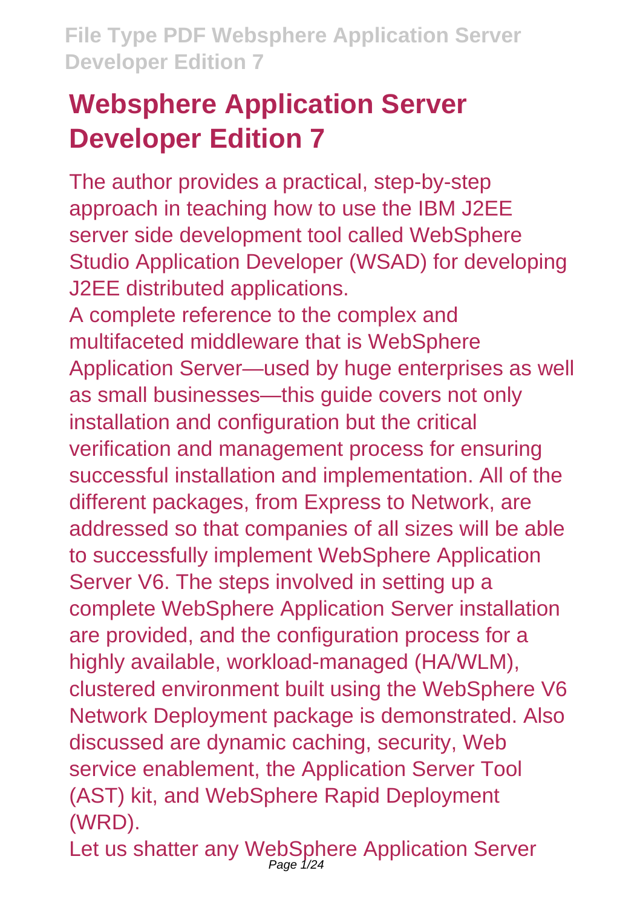# Websphere Application Server Developer Edition 7

The author provides a practical, step-by-step approach in teaching how to use the IBM J2EE server side development tool called WebSphere Studio Application Developer (WSAD) for developing J2EE distributed applications.

A complete reference to the complex and multifaceted middleware that is WebSphere Application Server—used by huge enterprises as well as small businesses—this guide covers not only installation and configuration but the critical verification and management process for ensuring successful installation and implementation. All of the different packages, from Express to Network, are addressed so that companies of all sizes will be able to successfully implement WebSphere Application Server V6. The steps involved in setting up a complete WebSphere Application Server installation are provided, and the configuration process for a highly available, workload-managed (HA/WLM), clustered environment built using the WebSphere V6 Network Deployment package is demonstrated. Also discussed are dynamic caching, security, Web service enablement, the Application Server Tool (AST) kit, and WebSphere Rapid Deployment (WRD).

Let us shatter any WebSphere Application Server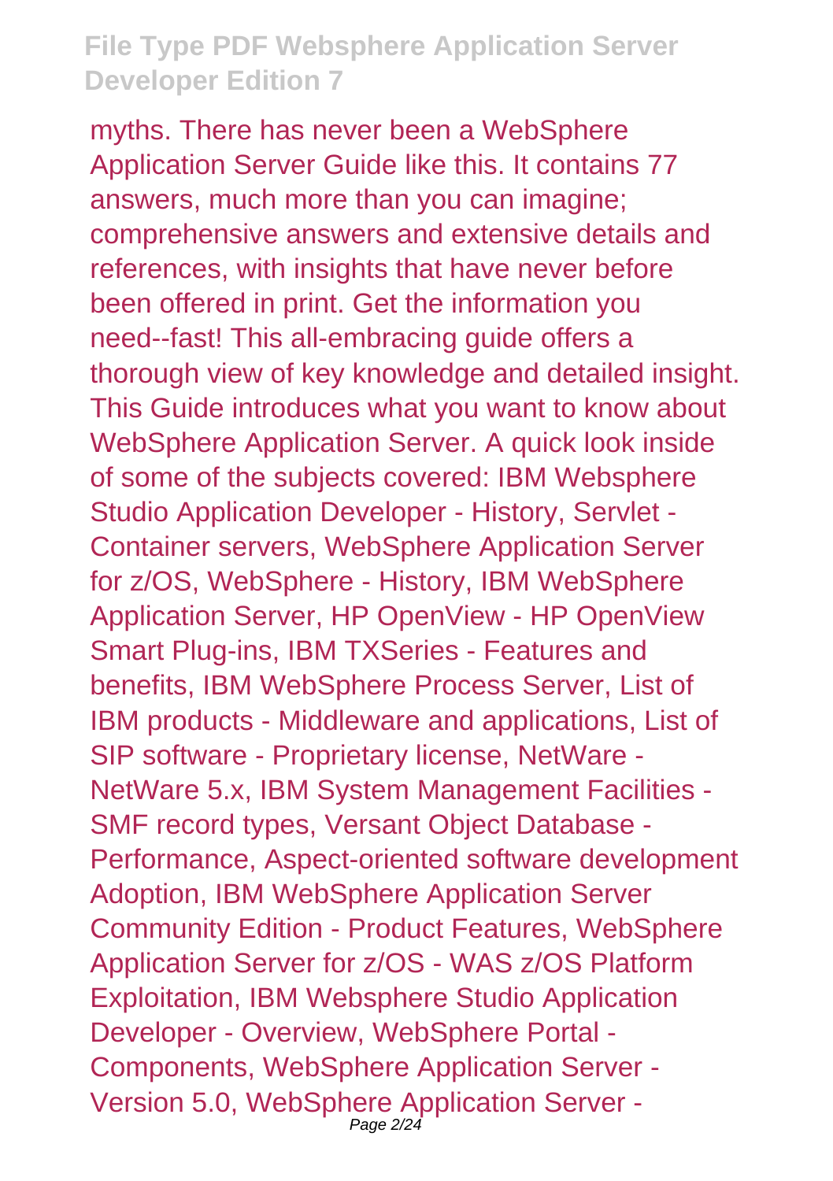myths. There has never been a WebSphere Application Server Guide like this. It contains 77 answers, much more than you can imagine; comprehensive answers and extensive details and references, with insights that have never before been offered in print. Get the information you need--fast! This all-embracing guide offers a thorough view of key knowledge and detailed insight. This Guide introduces what you want to know about WebSphere Application Server. A quick look inside of some of the subjects covered: IBM Websphere Studio Application Developer - History, Servlet - Container servers, WebSphere Application Server for z/OS, WebSphere - History, IBM WebSphere Application Server, HP OpenView - HP OpenView Smart Plug-ins, IBM TXSeries - Features and benefits, IBM WebSphere Process Server, List of IBM products - Middleware and applications, List of SIP software - Proprietary license, NetWare - NetWare 5.x, IBM System Management Facilities - SMF record types, Versant Object Database - Performance, Aspect-oriented software development Adoption, IBM WebSphere Application Server Community Edition - Product Features, WebSphere Application Server for z/OS - WAS z/OS Platform Exploitation, IBM Websphere Studio Application Developer - Overview, WebSphere Portal - Components, WebSphere Application Server - Version 5.0, WebSphere Application Server -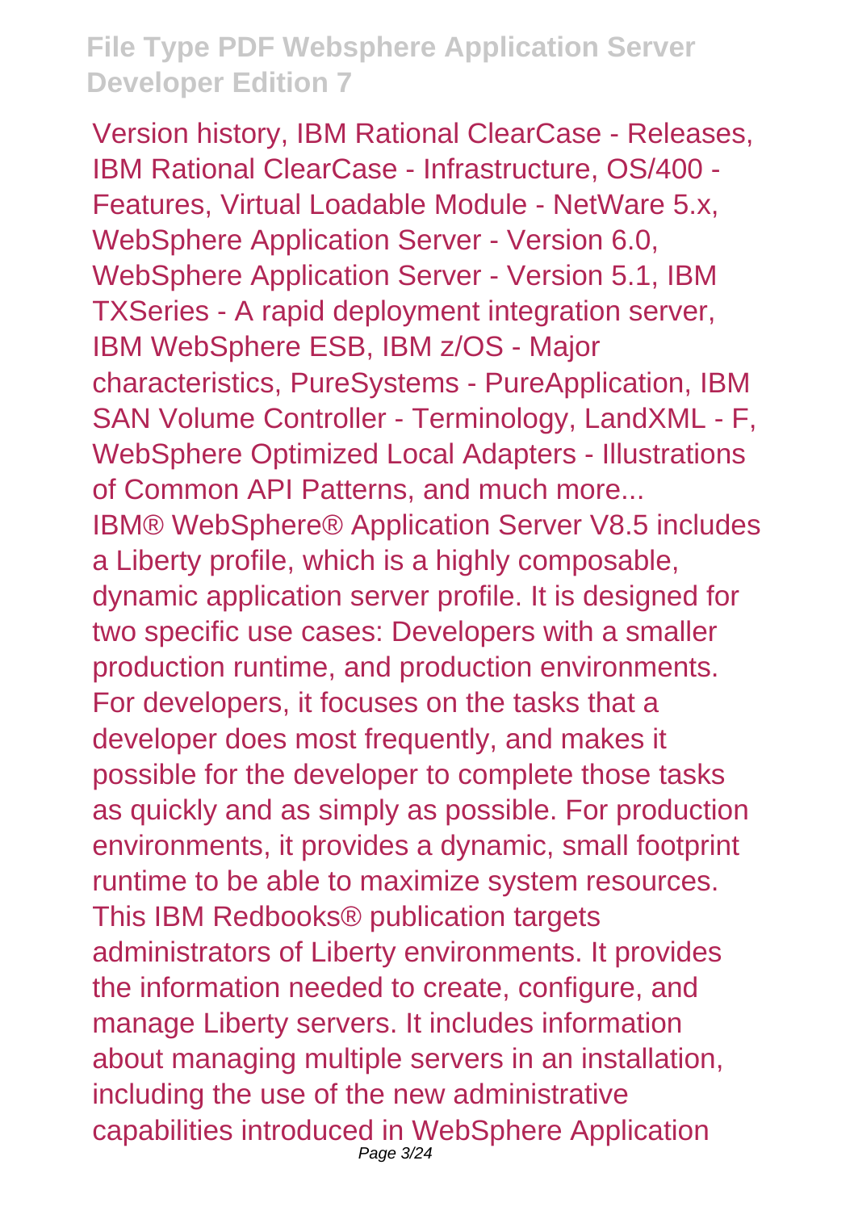Version history, IBM Rational ClearCase - Releases, IBM Rational ClearCase - Infrastructure, OS/400 - Features, Virtual Loadable Module - NetWare 5.x, WebSphere Application Server - Version 6.0, WebSphere Application Server - Version 5.1, IBM TXSeries - A rapid deployment integration server, IBM WebSphere ESB, IBM z/OS - Major characteristics, PureSystems - PureApplication, IBM SAN Volume Controller - Terminology, LandXML - F, WebSphere Optimized Local Adapters - Illustrations of Common API Patterns, and much more...

IBM® WebSphere® Application Server V8.5 includes a Liberty profile, which is a highly composable, dynamic application server profile. It is designed for two specific use cases: Developers with a smaller production runtime, and production environments. For developers, it focuses on the tasks that a developer does most frequently, and makes it possible for the developer to complete those tasks as quickly and as simply as possible. For production environments, it provides a dynamic, small footprint runtime to be able to maximize system resources. This IBM Redbooks® publication targets administrators of Liberty environments. It provides the information needed to create, configure, and manage Liberty servers. It includes information about managing multiple servers in an installation, including the use of the new administrative capabilities introduced in WebSphere Application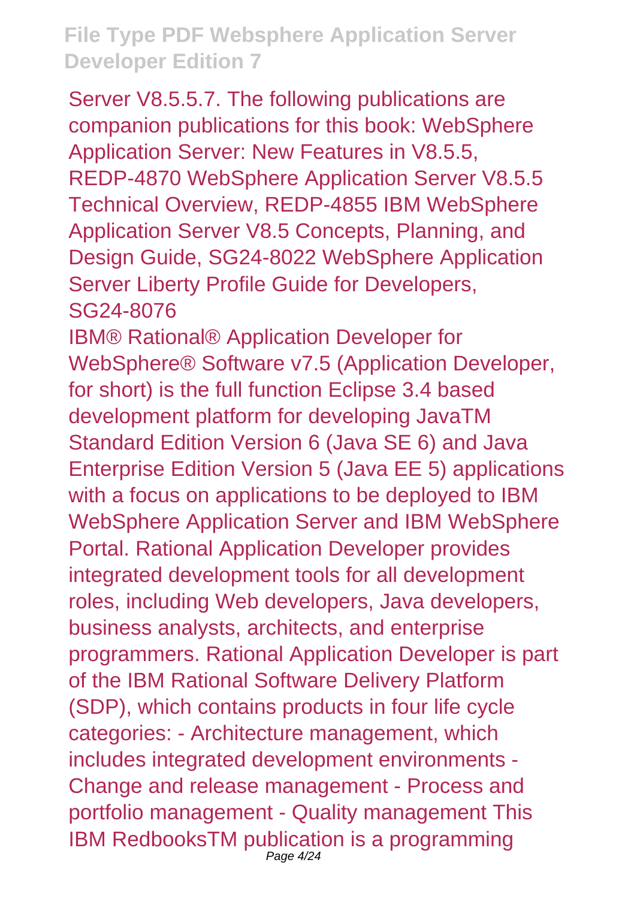Server V8.5.5.7. The following publications are companion publications for this book: WebSphere Application Server: New Features in V8.5.5, REDP-4870 WebSphere Application Server V8.5.5 Technical Overview, REDP-4855 IBM WebSphere Application Server V8.5 Concepts, Planning, and Design Guide, SG24-8022 WebSphere Application Server Liberty Profile Guide for Developers, SG24-8076

IBM® Rational® Application Developer for WebSphere® Software v7.5 (Application Developer, for short) is the full function Eclipse 3.4 based development platform for developing JavaTM Standard Edition Version 6 (Java SE 6) and Java Enterprise Edition Version 5 (Java EE 5) applications with a focus on applications to be deployed to IBM WebSphere Application Server and IBM WebSphere Portal. Rational Application Developer provides integrated development tools for all development roles, including Web developers, Java developers, business analysts, architects, and enterprise programmers. Rational Application Developer is part of the IBM Rational Software Delivery Platform (SDP), which contains products in four life cycle categories: - Architecture management, which includes integrated development environments - Change and release management - Process and portfolio management - Quality management This IBM RedbooksTM publication is a programming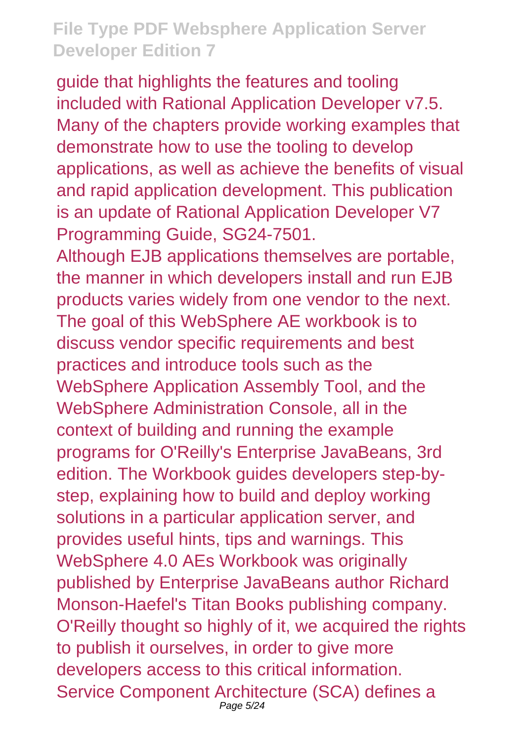guide that highlights the features and tooling included with Rational Application Developer v7.5. Many of the chapters provide working examples that demonstrate how to use the tooling to develop applications, as well as achieve the benefits of visual and rapid application development. This publication is an update of Rational Application Developer V7 Programming Guide, SG24-7501.

Although EJB applications themselves are portable, the manner in which developers install and run EJB products varies widely from one vendor to the next. The goal of this WebSphere AE workbook is to discuss vendor specific requirements and best practices and introduce tools such as the WebSphere Application Assembly Tool, and the WebSphere Administration Console, all in the context of building and running the example programs for O'Reilly's Enterprise JavaBeans, 3rd edition. The Workbook guides developers step-by-step, explaining how to build and deploy working solutions in a particular application server, and provides useful hints, tips and warnings. This WebSphere 4.0 AEs Workbook was originally published by Enterprise JavaBeans author Richard Monson-Haefel's Titan Books publishing company. O'Reilly thought so highly of it, we acquired the rights to publish it ourselves, in order to give more developers access to this critical information.

Service Component Architecture (SCA) defines a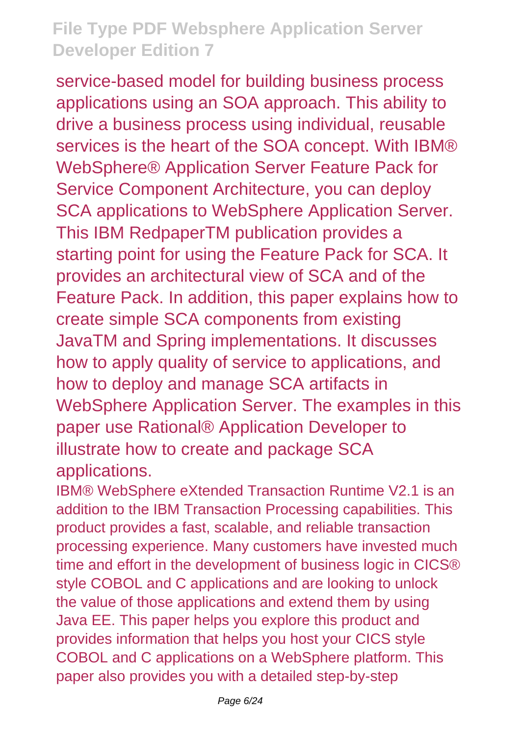service-based model for building business process applications using an SOA approach. This ability to drive a business process using individual, reusable services is the heart of the SOA concept. With IBM® WebSphere® Application Server Feature Pack for Service Component Architecture, you can deploy SCA applications to WebSphere Application Server. This IBM RedpaperTM publication provides a starting point for using the Feature Pack for SCA. It provides an architectural view of SCA and of the Feature Pack. In addition, this paper explains how to create simple SCA components from existing JavaTM and Spring implementations. It discusses how to apply quality of service to applications, and how to deploy and manage SCA artifacts in WebSphere Application Server. The examples in this paper use Rational® Application Developer to illustrate how to create and package SCA applications.

IBM® WebSphere eXtended Transaction Runtime V2.1 is an addition to the IBM Transaction Processing capabilities. This product provides a fast, scalable, and reliable transaction processing experience. Many customers have invested much time and effort in the development of business logic in CICS® style COBOL and C applications and are looking to unlock the value of those applications and extend them by using Java EE. This paper helps you explore this product and provides information that helps you host your CICS style COBOL and C applications on a WebSphere platform. This paper also provides you with a detailed step-by-step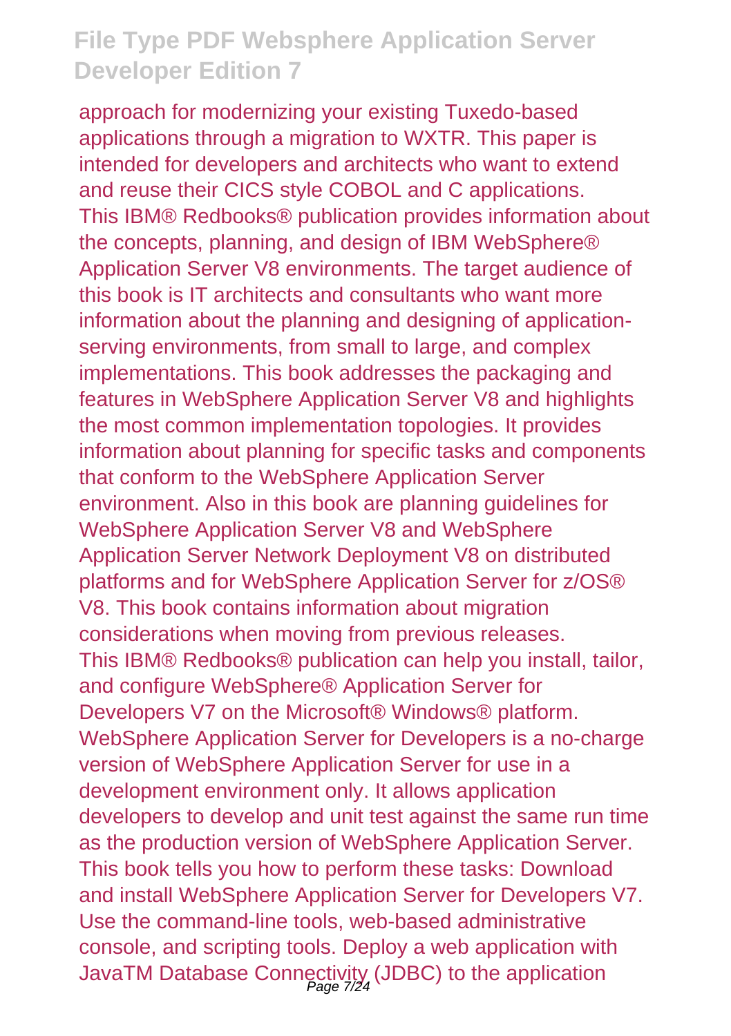approach for modernizing your existing Tuxedo-based applications through a migration to WXTR. This paper is intended for developers and architects who want to extend and reuse their CICS style COBOL and C applications.

This IBM® Redbooks® publication provides information about the concepts, planning, and design of IBM WebSphere® Application Server V8 environments. The target audience of this book is IT architects and consultants who want more information about the planning and designing of application-serving environments, from small to large, and complex implementations. This book addresses the packaging and features in WebSphere Application Server V8 and highlights the most common implementation topologies. It provides information about planning for specific tasks and components that conform to the WebSphere Application Server environment. Also in this book are planning guidelines for WebSphere Application Server V8 and WebSphere Application Server Network Deployment V8 on distributed platforms and for WebSphere Application Server for z/OS® V8. This book contains information about migration considerations when moving from previous releases.

This IBM® Redbooks® publication can help you install, tailor, and configure WebSphere® Application Server for Developers V7 on the Microsoft® Windows® platform. WebSphere Application Server for Developers is a no-charge version of WebSphere Application Server for use in a development environment only. It allows application developers to develop and unit test against the same run time as the production version of WebSphere Application Server. This book tells you how to perform these tasks: Download and install WebSphere Application Server for Developers V7. Use the command-line tools, web-based administrative console, and scripting tools. Deploy a web application with JavaTM Database Connectivity (JDBC) to the application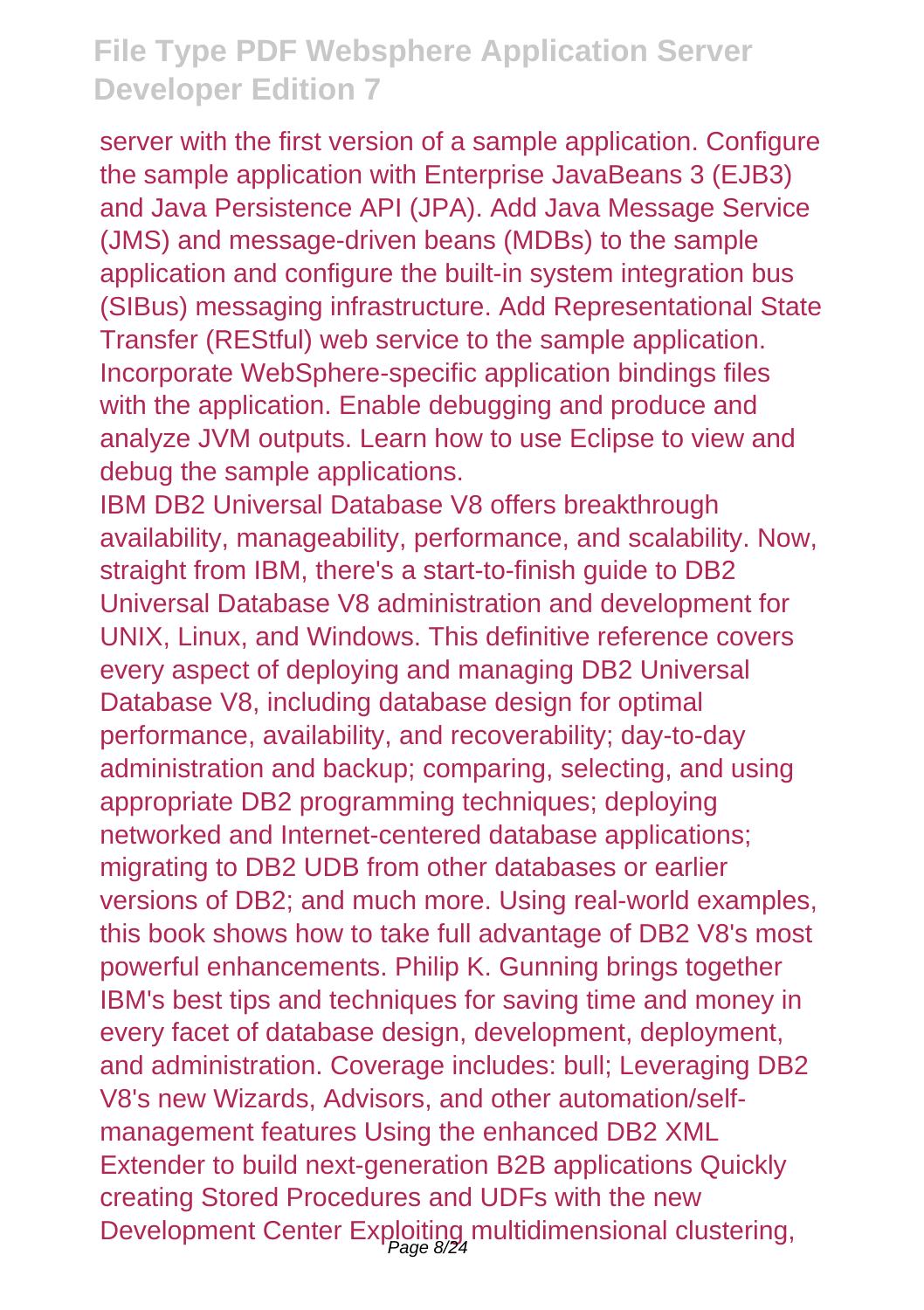server with the first version of a sample application. Configure the sample application with Enterprise JavaBeans 3 (EJB3) and Java Persistence API (JPA). Add Java Message Service (JMS) and message-driven beans (MDBs) to the sample application and configure the built-in system integration bus (SIBus) messaging infrastructure. Add Representational State Transfer (REStful) web service to the sample application. Incorporate WebSphere-specific application bindings files with the application. Enable debugging and produce and analyze JVM outputs. Learn how to use Eclipse to view and debug the sample applications.

IBM DB2 Universal Database V8 offers breakthrough availability, manageability, performance, and scalability. Now, straight from IBM, there's a start-to-finish guide to DB2 Universal Database V8 administration and development for UNIX, Linux, and Windows. This definitive reference covers every aspect of deploying and managing DB2 Universal Database V8, including database design for optimal performance, availability, and recoverability; day-to-day administration and backup; comparing, selecting, and using appropriate DB2 programming techniques; deploying networked and Internet-centered database applications; migrating to DB2 UDB from other databases or earlier versions of DB2; and much more. Using real-world examples, this book shows how to take full advantage of DB2 V8's most powerful enhancements. Philip K. Gunning brings together IBM's best tips and techniques for saving time and money in every facet of database design, development, deployment, and administration. Coverage includes: bull; Leveraging DB2 V8's new Wizards, Advisors, and other automation/self-management features Using the enhanced DB2 XML Extender to build next-generation B2B applications Quickly creating Stored Procedures and UDFs with the new Development Center Exploiting multidimensional clustering,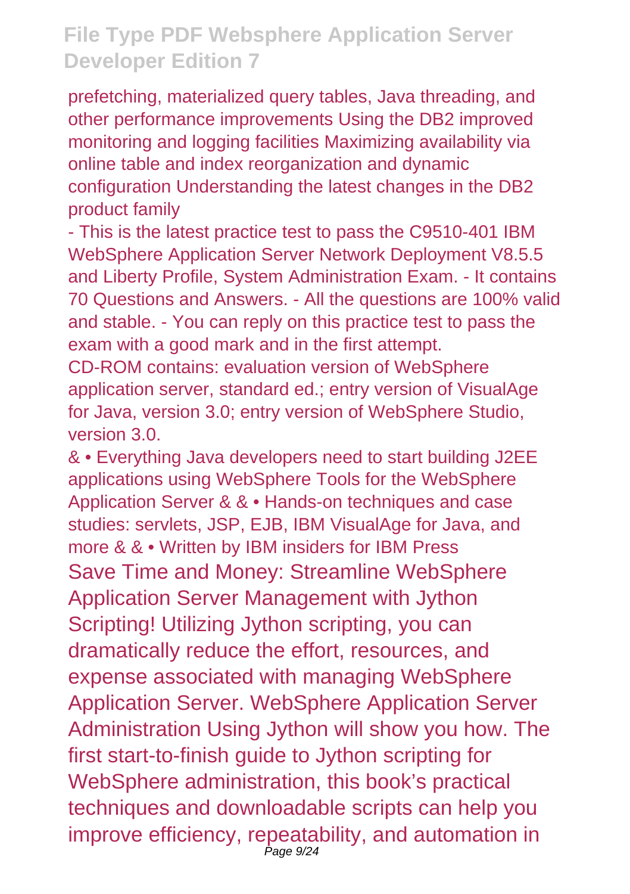prefetching, materialized query tables, Java threading, and other performance improvements Using the DB2 improved monitoring and logging facilities Maximizing availability via online table and index reorganization and dynamic configuration Understanding the latest changes in the DB2 product family

- This is the latest practice test to pass the C9510-401 IBM WebSphere Application Server Network Deployment V8.5.5 and Liberty Profile, System Administration Exam. - It contains 70 Questions and Answers. - All the questions are 100% valid and stable. - You can reply on this practice test to pass the exam with a good mark and in the first attempt.

CD-ROM contains: evaluation version of WebSphere application server, standard ed.; entry version of VisualAge for Java, version 3.0; entry version of WebSphere Studio, version 3.0.

& • Everything Java developers need to start building J2EE applications using WebSphere Tools for the WebSphere Application Server & & • Hands-on techniques and case studies: servlets, JSP, EJB, IBM VisualAge for Java, and more & & • Written by IBM insiders for IBM Press

Save Time and Money: Streamline WebSphere Application Server Management with Jython Scripting! Utilizing Jython scripting, you can dramatically reduce the effort, resources, and expense associated with managing WebSphere Application Server. WebSphere Application Server Administration Using Jython will show you how. The first start-to-finish guide to Jython scripting for WebSphere administration, this book's practical techniques and downloadable scripts can help you improve efficiency, repeatability, and automation in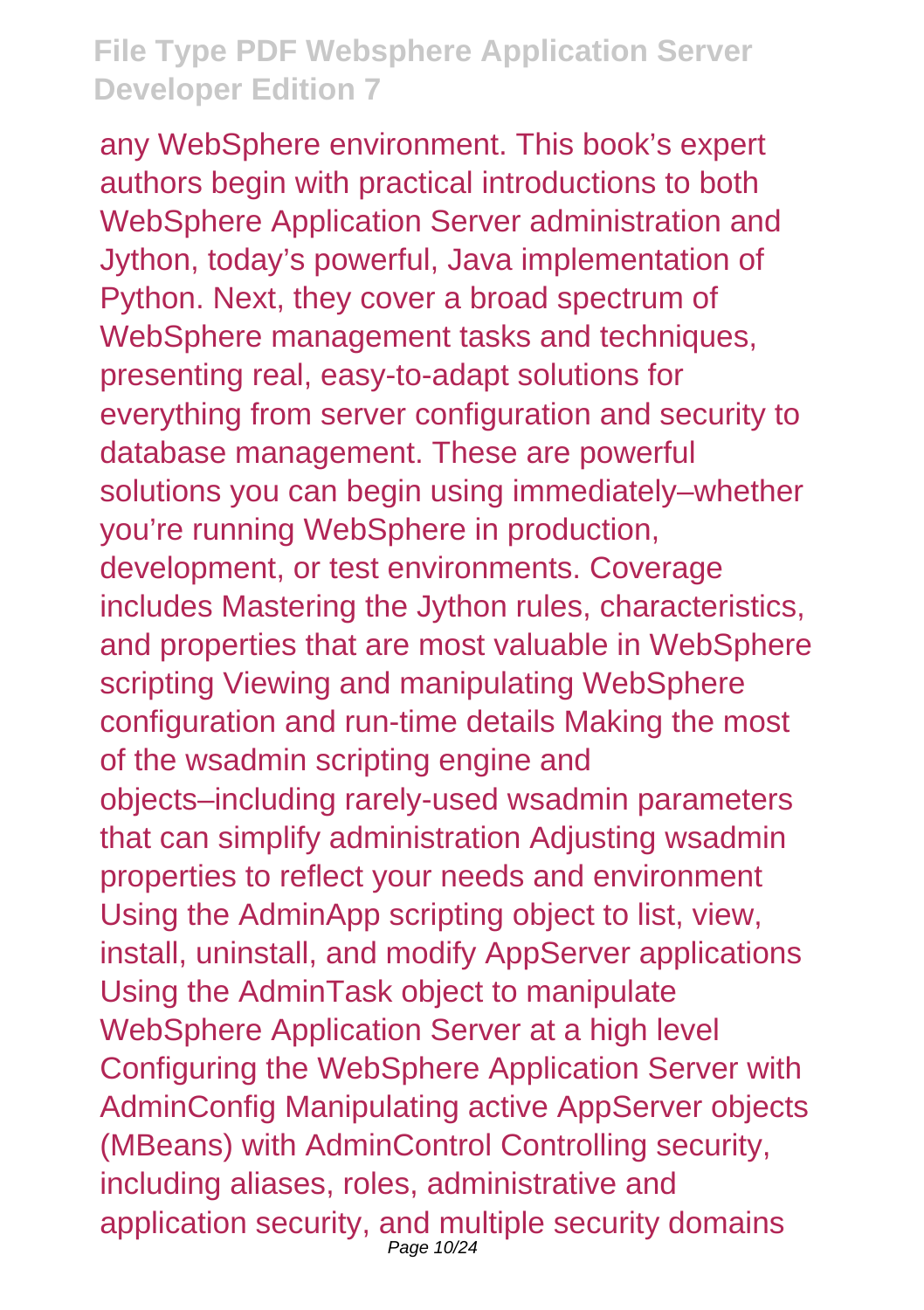any WebSphere environment. This book's expert authors begin with practical introductions to both WebSphere Application Server administration and Jython, today's powerful, Java implementation of Python. Next, they cover a broad spectrum of WebSphere management tasks and techniques, presenting real, easy-to-adapt solutions for everything from server configuration and security to database management. These are powerful solutions you can begin using immediately–whether you're running WebSphere in production, development, or test environments. Coverage includes Mastering the Jython rules, characteristics, and properties that are most valuable in WebSphere scripting Viewing and manipulating WebSphere configuration and run-time details Making the most of the wsadmin scripting engine and objects–including rarely-used wsadmin parameters that can simplify administration Adjusting wsadmin properties to reflect your needs and environment Using the AdminApp scripting object to list, view, install, uninstall, and modify AppServer applications Using the AdminTask object to manipulate WebSphere Application Server at a high level Configuring the WebSphere Application Server with AdminConfig Manipulating active AppServer objects (MBeans) with AdminControl Controlling security, including aliases, roles, administrative and application security, and multiple security domains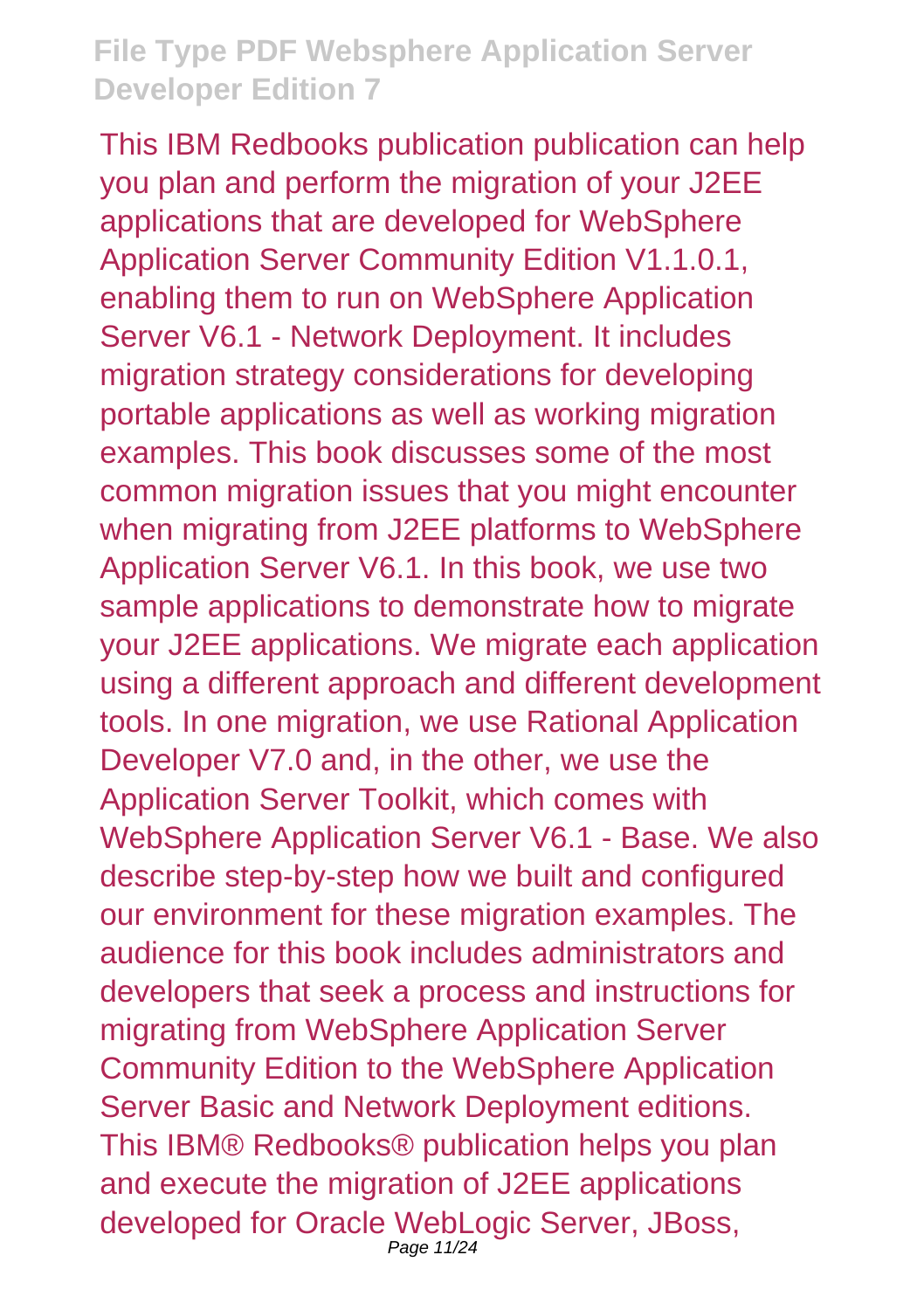This IBM Redbooks publication publication can help you plan and perform the migration of your J2EE applications that are developed for WebSphere Application Server Community Edition V1.1.0.1, enabling them to run on WebSphere Application Server V6.1 - Network Deployment. It includes migration strategy considerations for developing portable applications as well as working migration examples. This book discusses some of the most common migration issues that you might encounter when migrating from J2EE platforms to WebSphere Application Server V6.1. In this book, we use two sample applications to demonstrate how to migrate your J2EE applications. We migrate each application using a different approach and different development tools. In one migration, we use Rational Application Developer V7.0 and, in the other, we use the Application Server Toolkit, which comes with WebSphere Application Server V6.1 - Base. We also describe step-by-step how we built and configured our environment for these migration examples. The audience for this book includes administrators and developers that seek a process and instructions for migrating from WebSphere Application Server Community Edition to the WebSphere Application Server Basic and Network Deployment editions. This IBM® Redbooks® publication helps you plan and execute the migration of J2EE applications developed for Oracle WebLogic Server, JBoss,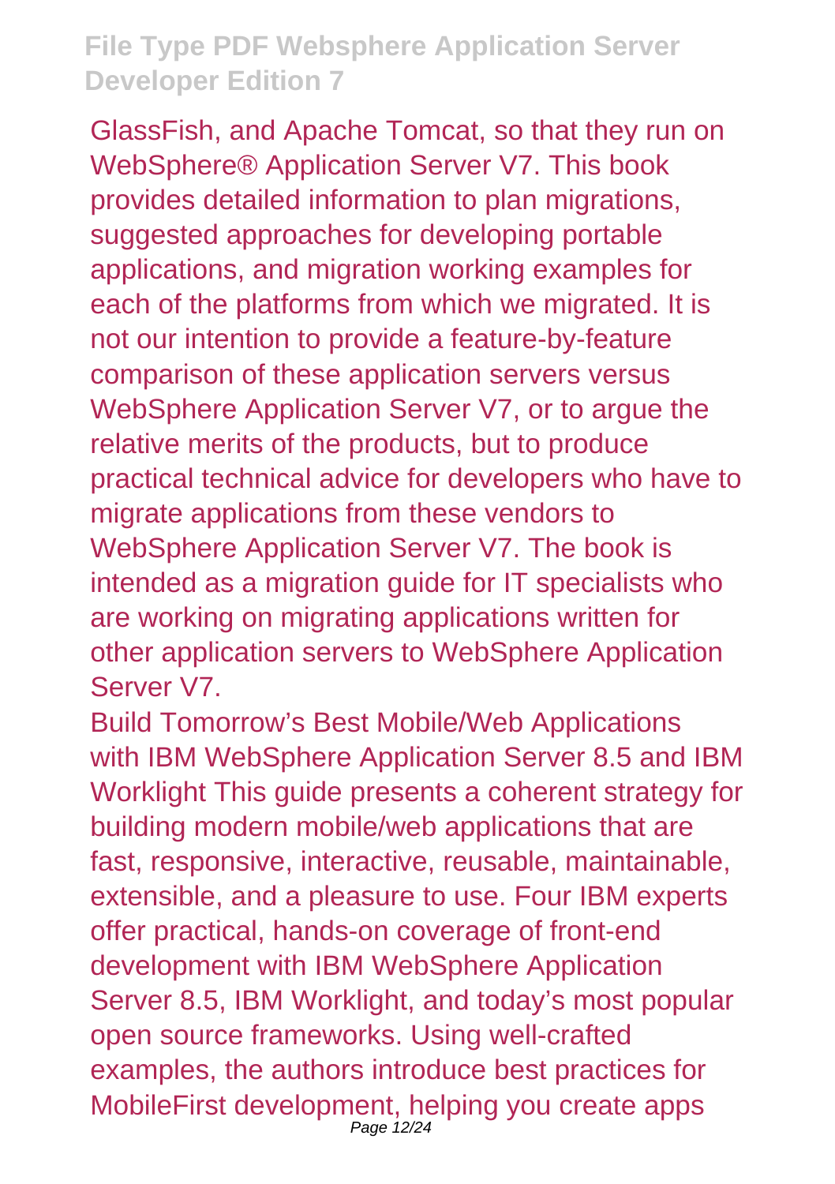GlassFish, and Apache Tomcat, so that they run on WebSphere® Application Server V7. This book provides detailed information to plan migrations, suggested approaches for developing portable applications, and migration working examples for each of the platforms from which we migrated. It is not our intention to provide a feature-by-feature comparison of these application servers versus WebSphere Application Server V7, or to argue the relative merits of the products, but to produce practical technical advice for developers who have to migrate applications from these vendors to WebSphere Application Server V7. The book is intended as a migration guide for IT specialists who are working on migrating applications written for other application servers to WebSphere Application Server V7.

Build Tomorrow's Best Mobile/Web Applications with IBM WebSphere Application Server 8.5 and IBM Worklight This guide presents a coherent strategy for building modern mobile/web applications that are fast, responsive, interactive, reusable, maintainable, extensible, and a pleasure to use. Four IBM experts offer practical, hands-on coverage of front-end development with IBM WebSphere Application Server 8.5, IBM Worklight, and today's most popular open source frameworks. Using well-crafted examples, the authors introduce best practices for MobileFirst development, helping you create apps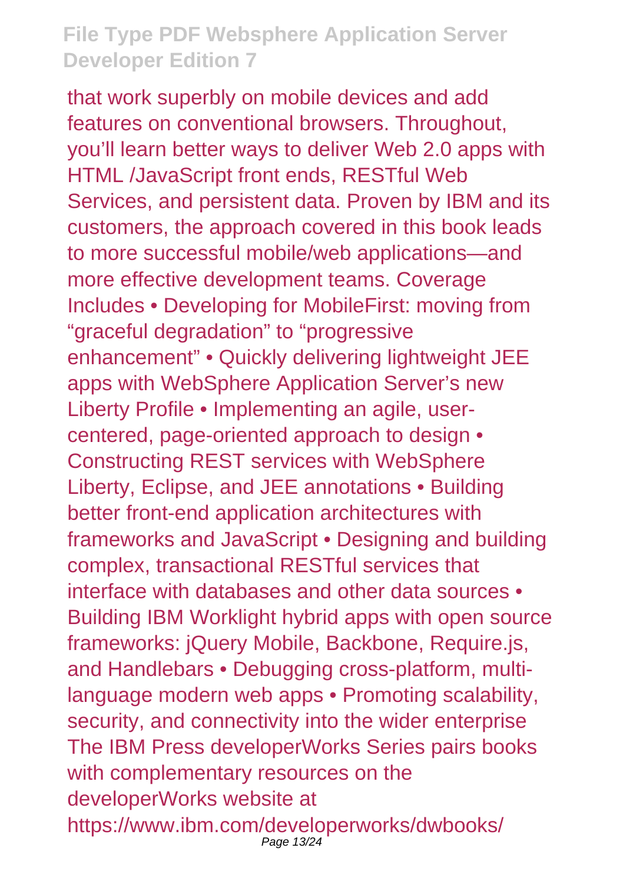that work superbly on mobile devices and add features on conventional browsers. Throughout, you'll learn better ways to deliver Web 2.0 apps with HTML /JavaScript front ends, RESTful Web Services, and persistent data. Proven by IBM and its customers, the approach covered in this book leads to more successful mobile/web applications—and more effective development teams. Coverage Includes • Developing for MobileFirst: moving from "graceful degradation" to "progressive enhancement" • Quickly delivering lightweight JEE apps with WebSphere Application Server's new Liberty Profile • Implementing an agile, user-centered, page-oriented approach to design • Constructing REST services with WebSphere Liberty, Eclipse, and JEE annotations • Building better front-end application architectures with frameworks and JavaScript • Designing and building complex, transactional RESTful services that interface with databases and other data sources • Building IBM Worklight hybrid apps with open source frameworks: jQuery Mobile, Backbone, Require.js, and Handlebars • Debugging cross-platform, multi-language modern web apps • Promoting scalability, security, and connectivity into the wider enterprise The IBM Press developerWorks Series pairs books with complementary resources on the developerWorks website at https://www.ibm.com/developerworks/dwbooks/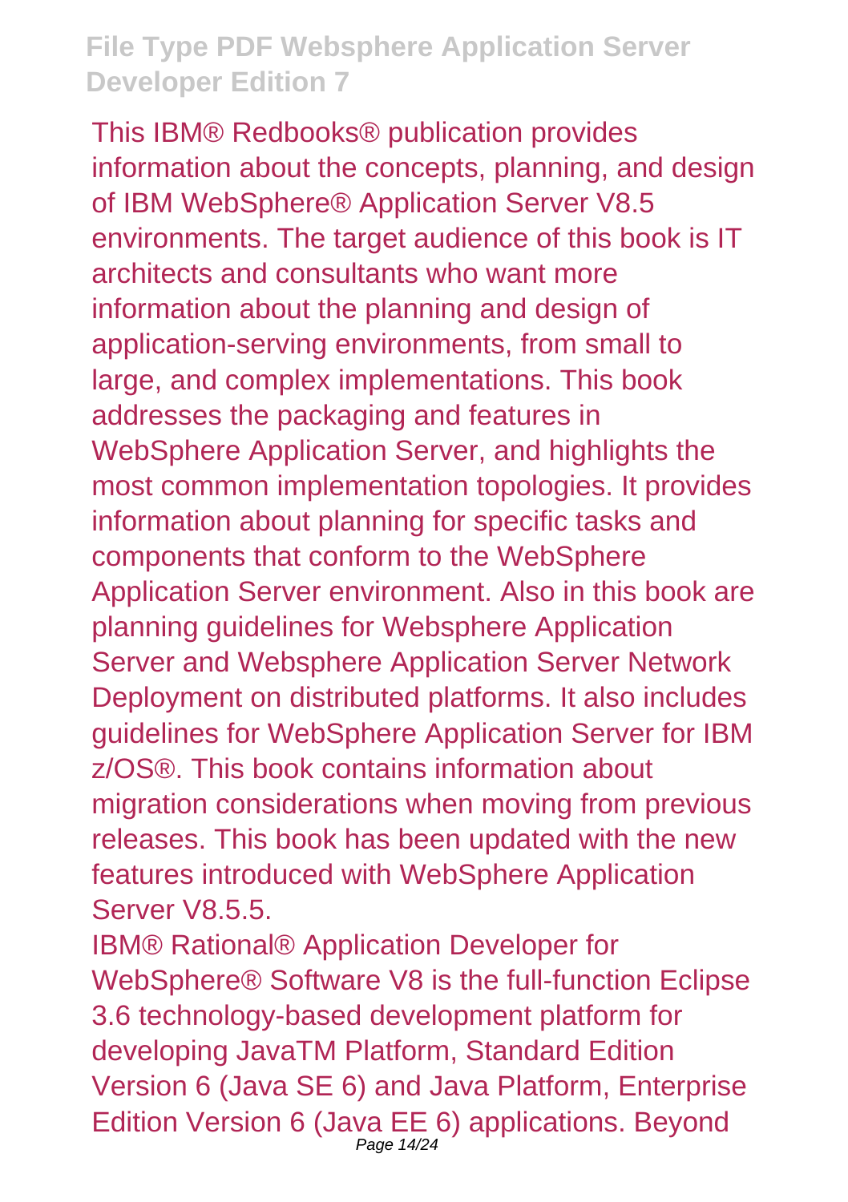This IBM® Redbooks® publication provides information about the concepts, planning, and design of IBM WebSphere® Application Server V8.5 environments. The target audience of this book is IT architects and consultants who want more information about the planning and design of application-serving environments, from small to large, and complex implementations. This book addresses the packaging and features in WebSphere Application Server, and highlights the most common implementation topologies. It provides information about planning for specific tasks and components that conform to the WebSphere Application Server environment. Also in this book are planning guidelines for Websphere Application Server and Websphere Application Server Network Deployment on distributed platforms. It also includes guidelines for WebSphere Application Server for IBM z/OS®. This book contains information about migration considerations when moving from previous releases. This book has been updated with the new features introduced with WebSphere Application Server V8.5.5.

IBM® Rational® Application Developer for WebSphere® Software V8 is the full-function Eclipse 3.6 technology-based development platform for developing JavaTM Platform, Standard Edition Version 6 (Java SE 6) and Java Platform, Enterprise Edition Version 6 (Java EE 6) applications. Beyond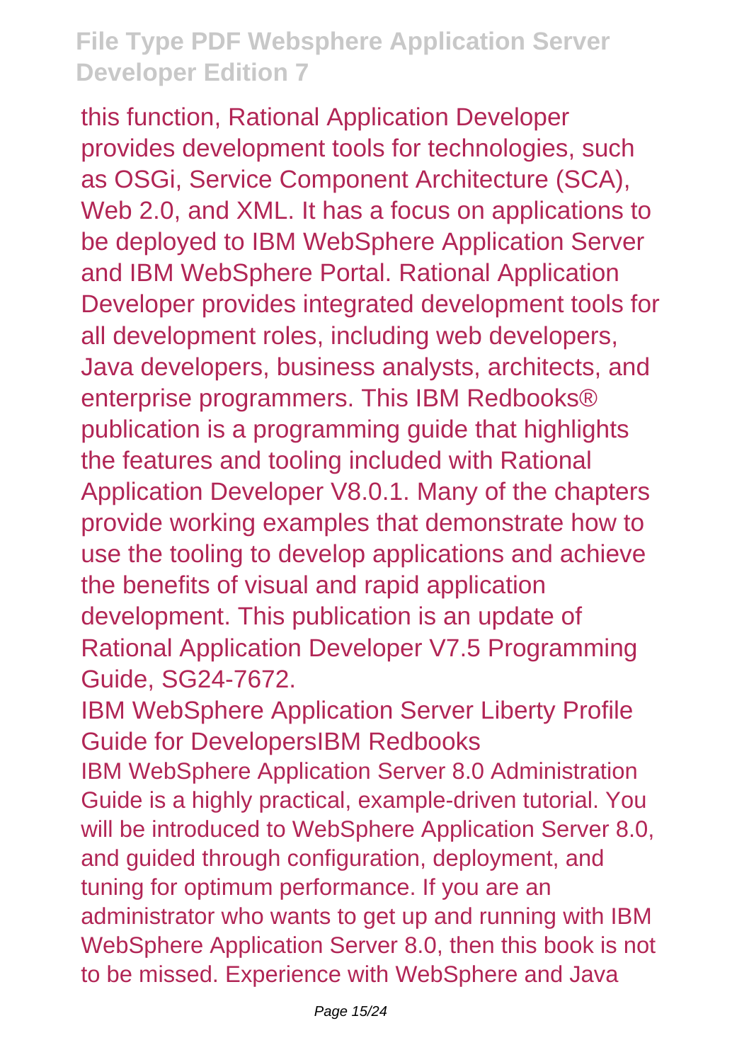this function, Rational Application Developer provides development tools for technologies, such as OSGi, Service Component Architecture (SCA), Web 2.0, and XML. It has a focus on applications to be deployed to IBM WebSphere Application Server and IBM WebSphere Portal. Rational Application Developer provides integrated development tools for all development roles, including web developers, Java developers, business analysts, architects, and enterprise programmers. This IBM Redbooks® publication is a programming guide that highlights the features and tooling included with Rational Application Developer V8.0.1. Many of the chapters provide working examples that demonstrate how to use the tooling to develop applications and achieve the benefits of visual and rapid application development. This publication is an update of Rational Application Developer V7.5 Programming Guide, SG24-7672.

IBM WebSphere Application Server Liberty Profile Guide for DevelopersIBM Redbooks

IBM WebSphere Application Server 8.0 Administration Guide is a highly practical, example-driven tutorial. You will be introduced to WebSphere Application Server 8.0, and guided through configuration, deployment, and tuning for optimum performance. If you are an administrator who wants to get up and running with IBM WebSphere Application Server 8.0, then this book is not to be missed. Experience with WebSphere and Java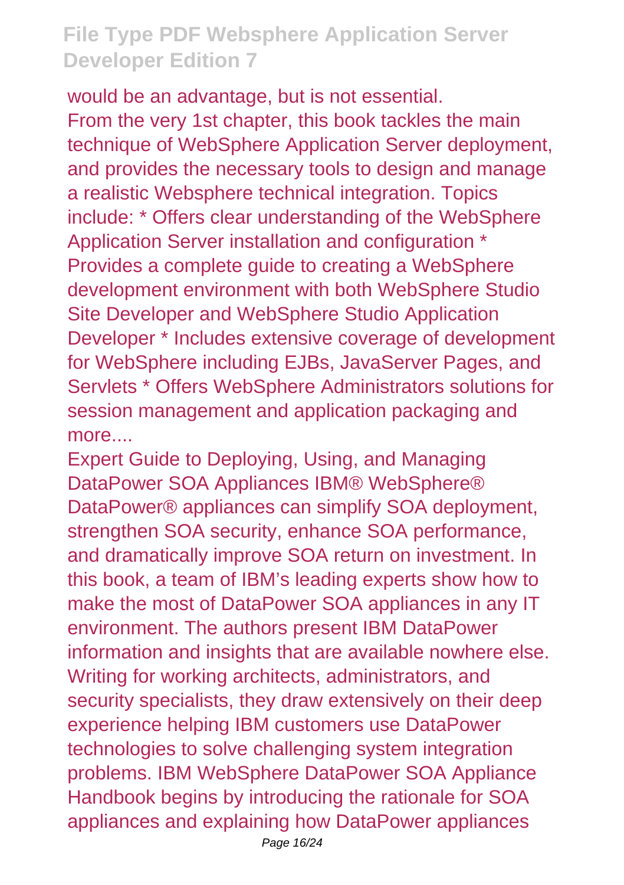would be an advantage, but is not essential.

From the very 1st chapter, this book tackles the main technique of WebSphere Application Server deployment, and provides the necessary tools to design and manage a realistic Websphere technical integration. Topics include: * Offers clear understanding of the WebSphere Application Server installation and configuration * Provides a complete guide to creating a WebSphere development environment with both WebSphere Studio Site Developer and WebSphere Studio Application Developer * Includes extensive coverage of development for WebSphere including EJBs, JavaServer Pages, and Servlets * Offers WebSphere Administrators solutions for session management and application packaging and more....

Expert Guide to Deploying, Using, and Managing DataPower SOA Appliances IBM® WebSphere® DataPower® appliances can simplify SOA deployment, strengthen SOA security, enhance SOA performance, and dramatically improve SOA return on investment. In this book, a team of IBM's leading experts show how to make the most of DataPower SOA appliances in any IT environment. The authors present IBM DataPower information and insights that are available nowhere else. Writing for working architects, administrators, and security specialists, they draw extensively on their deep experience helping IBM customers use DataPower technologies to solve challenging system integration problems. IBM WebSphere DataPower SOA Appliance Handbook begins by introducing the rationale for SOA appliances and explaining how DataPower appliances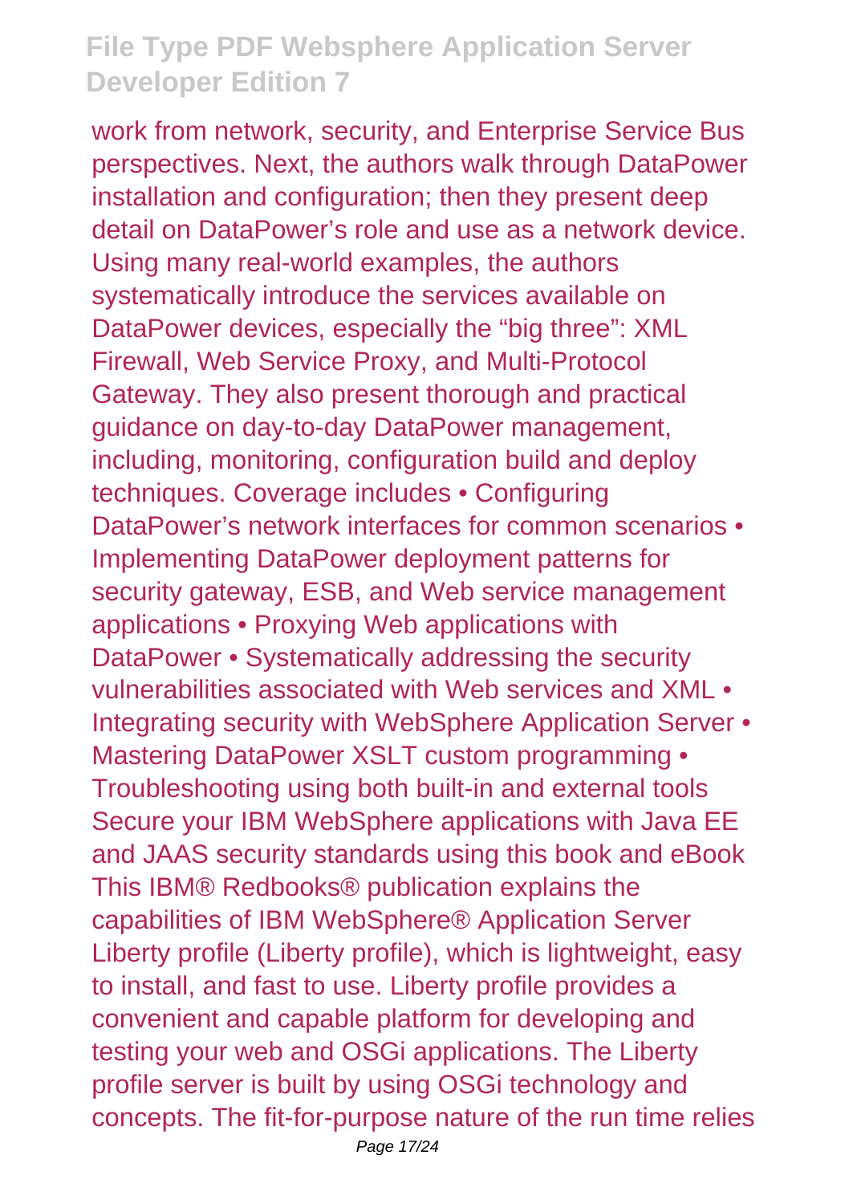work from network, security, and Enterprise Service Bus perspectives. Next, the authors walk through DataPower installation and configuration; then they present deep detail on DataPower's role and use as a network device. Using many real-world examples, the authors systematically introduce the services available on DataPower devices, especially the "big three": XML Firewall, Web Service Proxy, and Multi-Protocol Gateway. They also present thorough and practical guidance on day-to-day DataPower management, including, monitoring, configuration build and deploy techniques. Coverage includes • Configuring DataPower's network interfaces for common scenarios • Implementing DataPower deployment patterns for security gateway, ESB, and Web service management applications • Proxying Web applications with DataPower • Systematically addressing the security vulnerabilities associated with Web services and XML • Integrating security with WebSphere Application Server • Mastering DataPower XSLT custom programming • Troubleshooting using both built-in and external tools

Secure your IBM WebSphere applications with Java EE and JAAS security standards using this book and eBook

This IBM® Redbooks® publication explains the capabilities of IBM WebSphere® Application Server Liberty profile (Liberty profile), which is lightweight, easy to install, and fast to use. Liberty profile provides a convenient and capable platform for developing and testing your web and OSGi applications. The Liberty profile server is built by using OSGi technology and concepts. The fit-for-purpose nature of the run time relies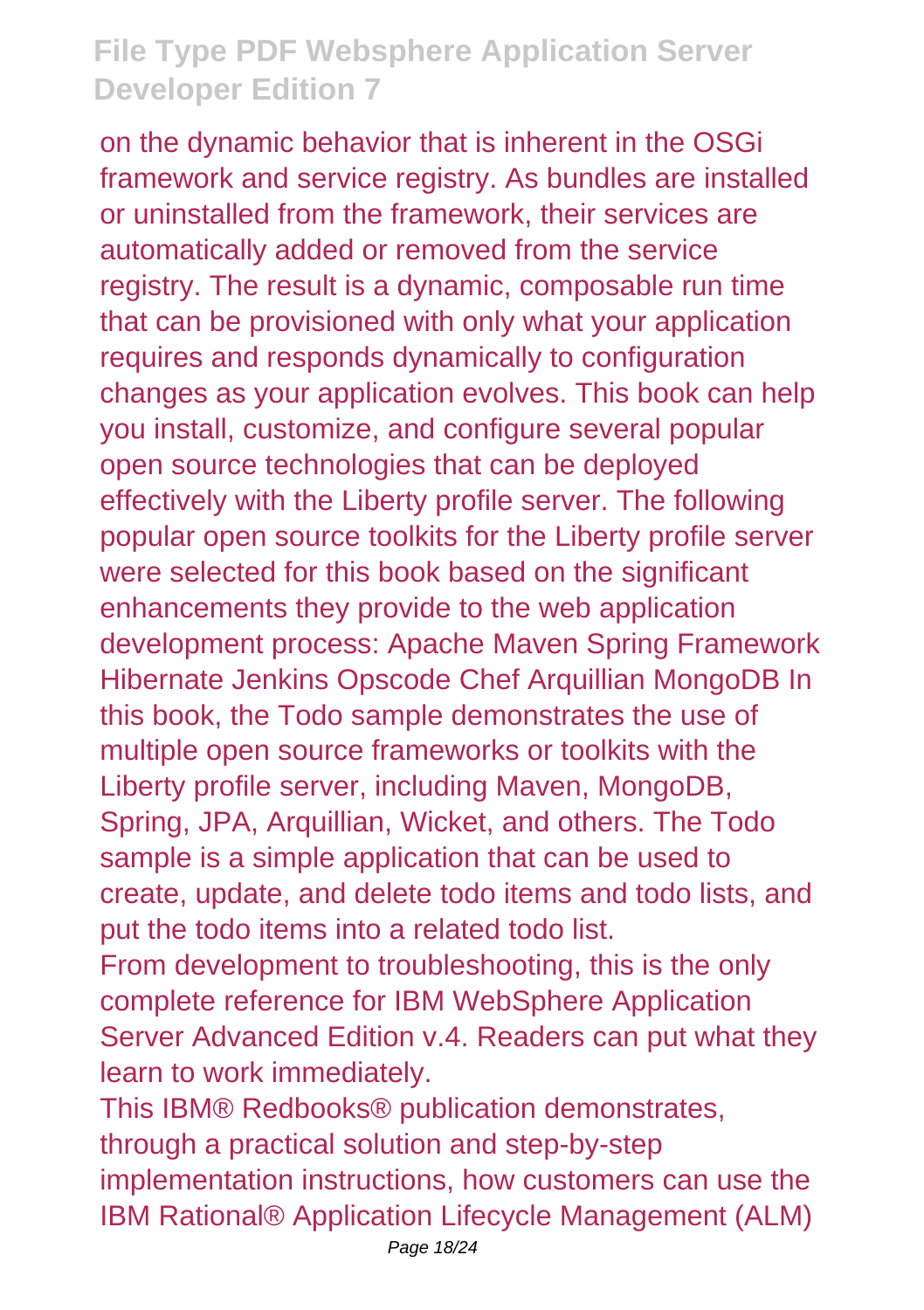on the dynamic behavior that is inherent in the OSGi framework and service registry. As bundles are installed or uninstalled from the framework, their services are automatically added or removed from the service registry. The result is a dynamic, composable run time that can be provisioned with only what your application requires and responds dynamically to configuration changes as your application evolves. This book can help you install, customize, and configure several popular open source technologies that can be deployed effectively with the Liberty profile server. The following popular open source toolkits for the Liberty profile server were selected for this book based on the significant enhancements they provide to the web application development process: Apache Maven Spring Framework Hibernate Jenkins Opscode Chef Arquillian MongoDB In this book, the Todo sample demonstrates the use of multiple open source frameworks or toolkits with the Liberty profile server, including Maven, MongoDB, Spring, JPA, Arquillian, Wicket, and others. The Todo sample is a simple application that can be used to create, update, and delete todo items and todo lists, and put the todo items into a related todo list.

From development to troubleshooting, this is the only complete reference for IBM WebSphere Application Server Advanced Edition v.4. Readers can put what they learn to work immediately.

This IBM® Redbooks® publication demonstrates, through a practical solution and step-by-step implementation instructions, how customers can use the IBM Rational® Application Lifecycle Management (ALM)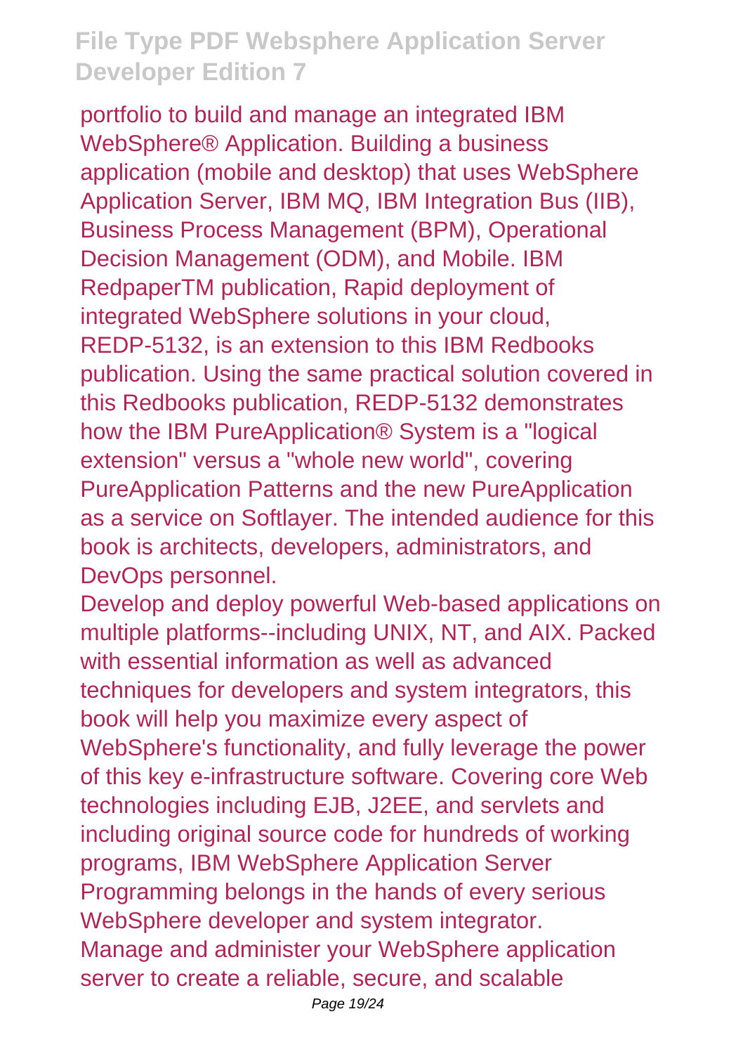portfolio to build and manage an integrated IBM WebSphere® Application. Building a business application (mobile and desktop) that uses WebSphere Application Server, IBM MQ, IBM Integration Bus (IIB), Business Process Management (BPM), Operational Decision Management (ODM), and Mobile. IBM RedpaperTM publication, Rapid deployment of integrated WebSphere solutions in your cloud, REDP-5132, is an extension to this IBM Redbooks publication. Using the same practical solution covered in this Redbooks publication, REDP-5132 demonstrates how the IBM PureApplication® System is a "logical extension" versus a "whole new world", covering PureApplication Patterns and the new PureApplication as a service on Softlayer. The intended audience for this book is architects, developers, administrators, and DevOps personnel.

Develop and deploy powerful Web-based applications on multiple platforms--including UNIX, NT, and AIX. Packed with essential information as well as advanced techniques for developers and system integrators, this book will help you maximize every aspect of WebSphere's functionality, and fully leverage the power of this key e-infrastructure software. Covering core Web technologies including EJB, J2EE, and servlets and including original source code for hundreds of working programs, IBM WebSphere Application Server Programming belongs in the hands of every serious WebSphere developer and system integrator.

Manage and administer your WebSphere application server to create a reliable, secure, and scalable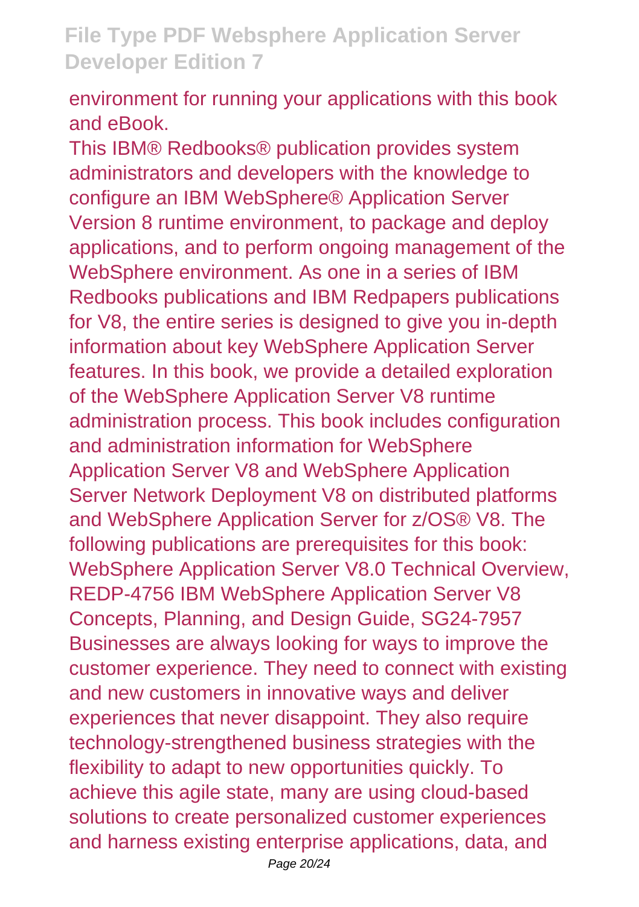environment for running your applications with this book and eBook.

This IBM® Redbooks® publication provides system administrators and developers with the knowledge to configure an IBM WebSphere® Application Server Version 8 runtime environment, to package and deploy applications, and to perform ongoing management of the WebSphere environment. As one in a series of IBM Redbooks publications and IBM Redpapers publications for V8, the entire series is designed to give you in-depth information about key WebSphere Application Server features. In this book, we provide a detailed exploration of the WebSphere Application Server V8 runtime administration process. This book includes configuration and administration information for WebSphere Application Server V8 and WebSphere Application Server Network Deployment V8 on distributed platforms and WebSphere Application Server for z/OS® V8. The following publications are prerequisites for this book: WebSphere Application Server V8.0 Technical Overview, REDP-4756 IBM WebSphere Application Server V8 Concepts, Planning, and Design Guide, SG24-7957

Businesses are always looking for ways to improve the customer experience. They need to connect with existing and new customers in innovative ways and deliver experiences that never disappoint. They also require technology-strengthened business strategies with the flexibility to adapt to new opportunities quickly. To achieve this agile state, many are using cloud-based solutions to create personalized customer experiences and harness existing enterprise applications, data, and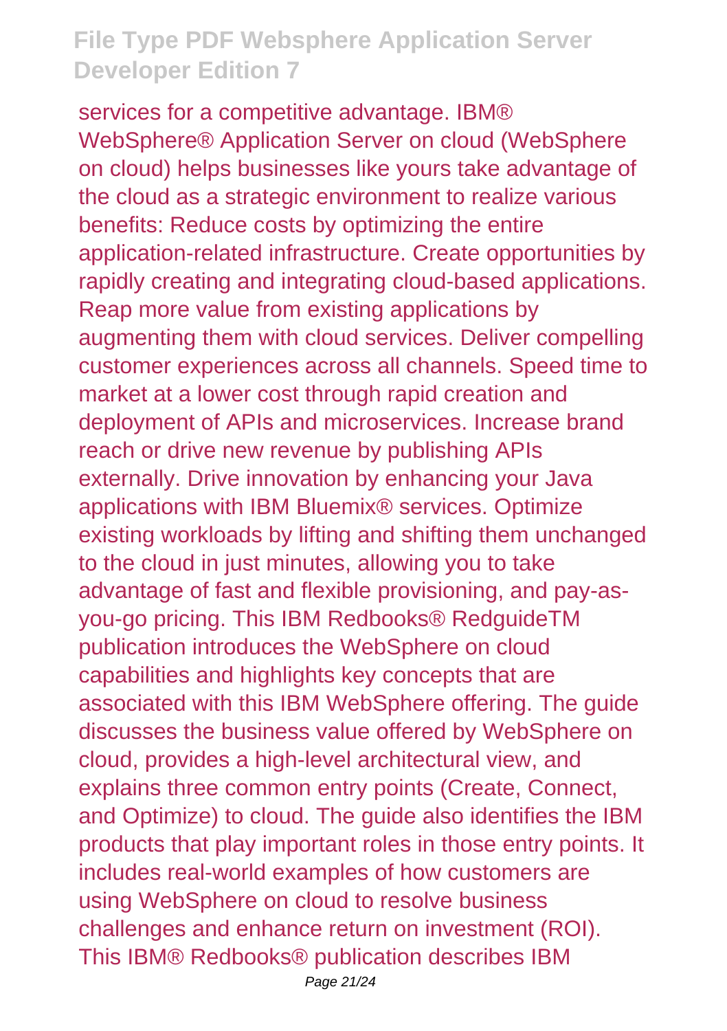services for a competitive advantage. IBM® WebSphere® Application Server on cloud (WebSphere on cloud) helps businesses like yours take advantage of the cloud as a strategic environment to realize various benefits: Reduce costs by optimizing the entire application-related infrastructure. Create opportunities by rapidly creating and integrating cloud-based applications. Reap more value from existing applications by augmenting them with cloud services. Deliver compelling customer experiences across all channels. Speed time to market at a lower cost through rapid creation and deployment of APIs and microservices. Increase brand reach or drive new revenue by publishing APIs externally. Drive innovation by enhancing your Java applications with IBM Bluemix® services. Optimize existing workloads by lifting and shifting them unchanged to the cloud in just minutes, allowing you to take advantage of fast and flexible provisioning, and pay-as-you-go pricing. This IBM Redbooks® RedguideTM publication introduces the WebSphere on cloud capabilities and highlights key concepts that are associated with this IBM WebSphere offering. The guide discusses the business value offered by WebSphere on cloud, provides a high-level architectural view, and explains three common entry points (Create, Connect, and Optimize) to cloud. The guide also identifies the IBM products that play important roles in those entry points. It includes real-world examples of how customers are using WebSphere on cloud to resolve business challenges and enhance return on investment (ROI). This IBM® Redbooks® publication describes IBM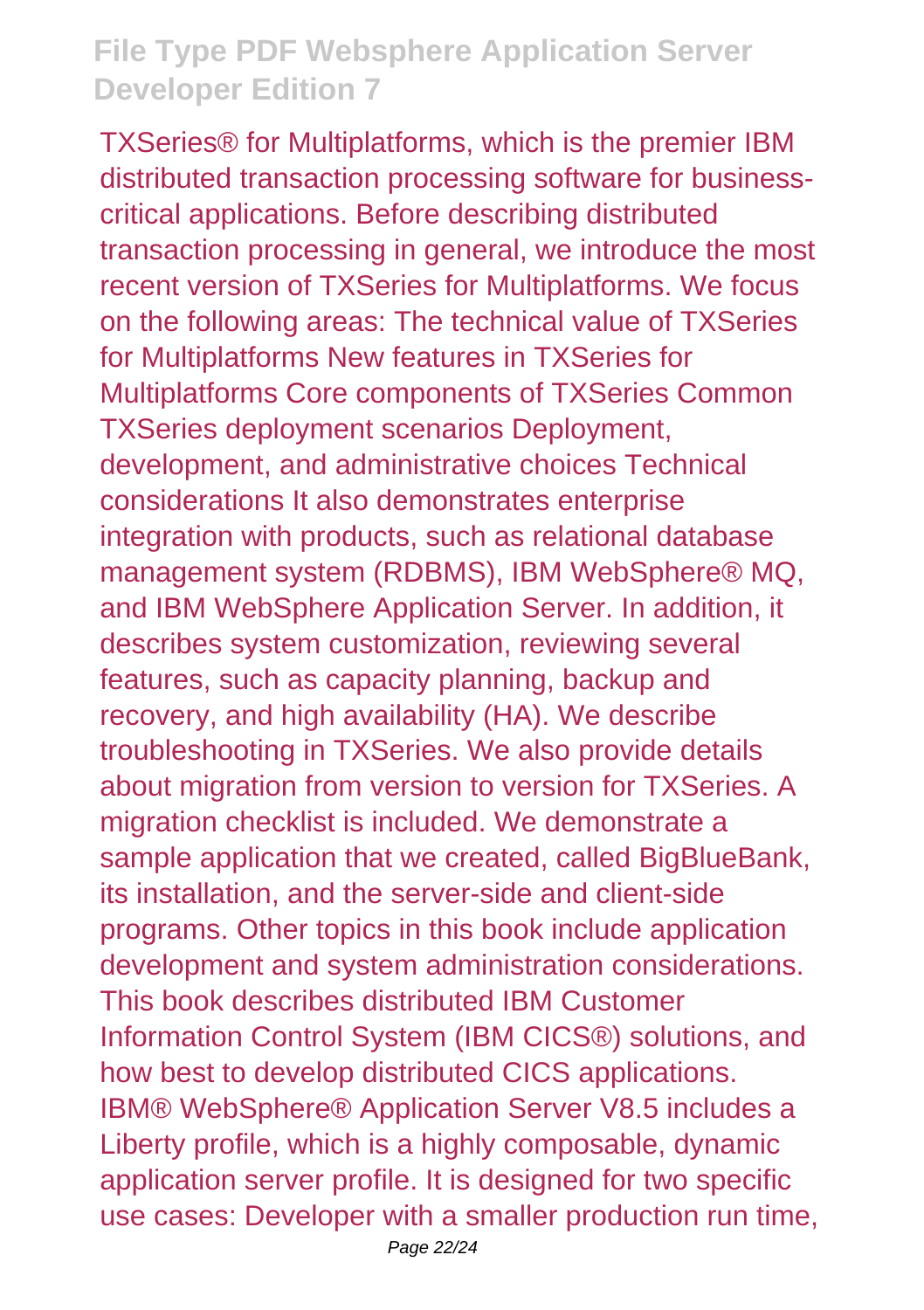TXSeries® for Multiplatforms, which is the premier IBM distributed transaction processing software for business-critical applications. Before describing distributed transaction processing in general, we introduce the most recent version of TXSeries for Multiplatforms. We focus on the following areas: The technical value of TXSeries for Multiplatforms New features in TXSeries for Multiplatforms Core components of TXSeries Common TXSeries deployment scenarios Deployment, development, and administrative choices Technical considerations It also demonstrates enterprise integration with products, such as relational database management system (RDBMS), IBM WebSphere® MQ, and IBM WebSphere Application Server. In addition, it describes system customization, reviewing several features, such as capacity planning, backup and recovery, and high availability (HA). We describe troubleshooting in TXSeries. We also provide details about migration from version to version for TXSeries. A migration checklist is included. We demonstrate a sample application that we created, called BigBlueBank, its installation, and the server-side and client-side programs. Other topics in this book include application development and system administration considerations. This book describes distributed IBM Customer Information Control System (IBM CICS®) solutions, and how best to develop distributed CICS applications. IBM® WebSphere® Application Server V8.5 includes a Liberty profile, which is a highly composable, dynamic application server profile. It is designed for two specific use cases: Developer with a smaller production run time,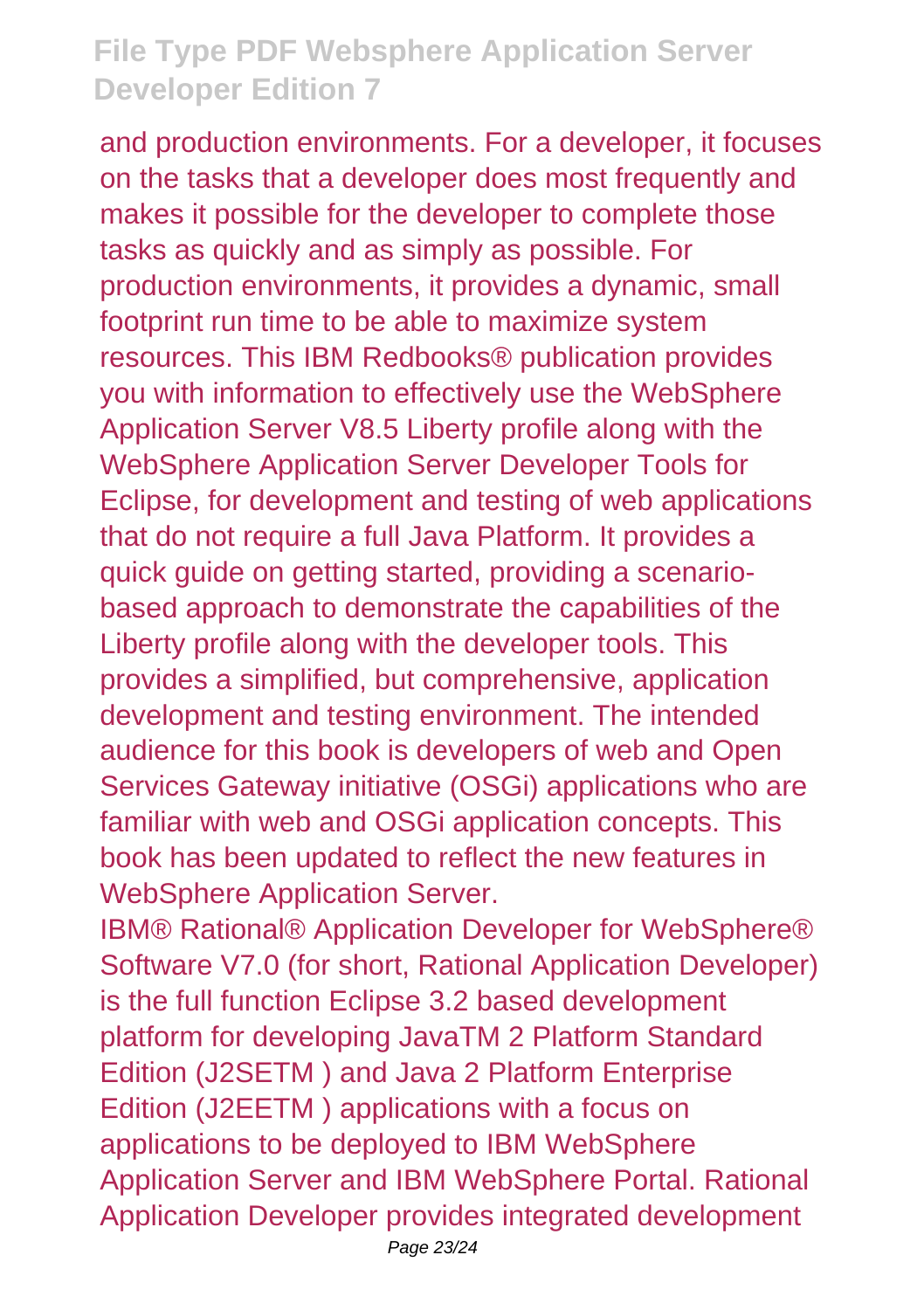and production environments. For a developer, it focuses on the tasks that a developer does most frequently and makes it possible for the developer to complete those tasks as quickly and as simply as possible. For production environments, it provides a dynamic, small footprint run time to be able to maximize system resources. This IBM Redbooks® publication provides you with information to effectively use the WebSphere Application Server V8.5 Liberty profile along with the WebSphere Application Server Developer Tools for Eclipse, for development and testing of web applications that do not require a full Java Platform. It provides a quick guide on getting started, providing a scenario-based approach to demonstrate the capabilities of the Liberty profile along with the developer tools. This provides a simplified, but comprehensive, application development and testing environment. The intended audience for this book is developers of web and Open Services Gateway initiative (OSGi) applications who are familiar with web and OSGi application concepts. This book has been updated to reflect the new features in WebSphere Application Server.

IBM® Rational® Application Developer for WebSphere® Software V7.0 (for short, Rational Application Developer) is the full function Eclipse 3.2 based development platform for developing JavaTM 2 Platform Standard Edition (J2SETM ) and Java 2 Platform Enterprise Edition (J2EETM ) applications with a focus on applications to be deployed to IBM WebSphere Application Server and IBM WebSphere Portal. Rational Application Developer provides integrated development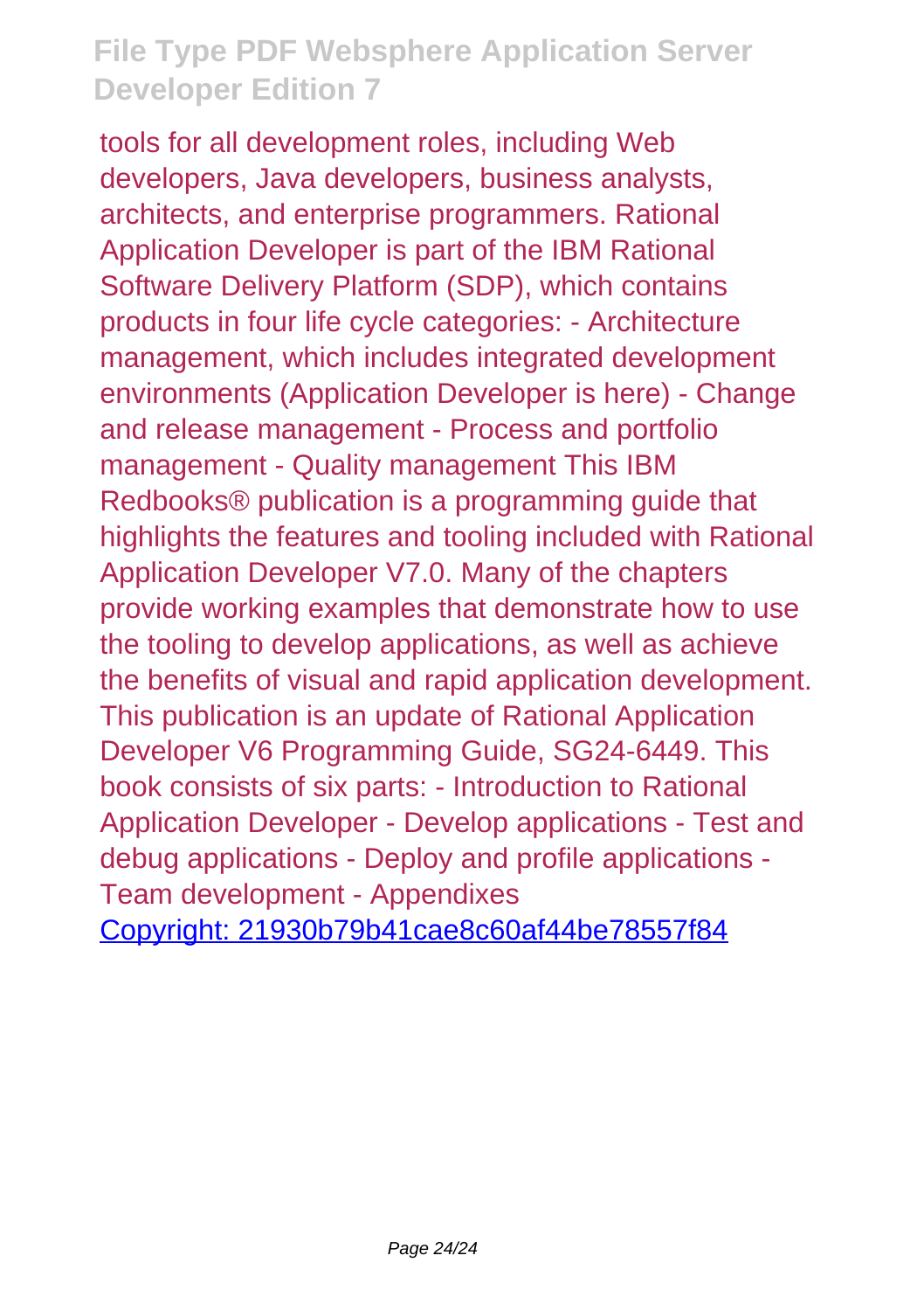tools for all development roles, including Web developers, Java developers, business analysts, architects, and enterprise programmers. Rational Application Developer is part of the IBM Rational Software Delivery Platform (SDP), which contains products in four life cycle categories: - Architecture management, which includes integrated development environments (Application Developer is here) - Change and release management - Process and portfolio management - Quality management This IBM Redbooks® publication is a programming guide that highlights the features and tooling included with Rational Application Developer V7.0. Many of the chapters provide working examples that demonstrate how to use the tooling to develop applications, as well as achieve the benefits of visual and rapid application development. This publication is an update of Rational Application Developer V6 Programming Guide, SG24-6449. This book consists of six parts: - Introduction to Rational Application Developer - Develop applications - Test and debug applications - Deploy and profile applications - Team development - Appendixes

Copyright: 21930b79b41cae8c60af44be78557f84